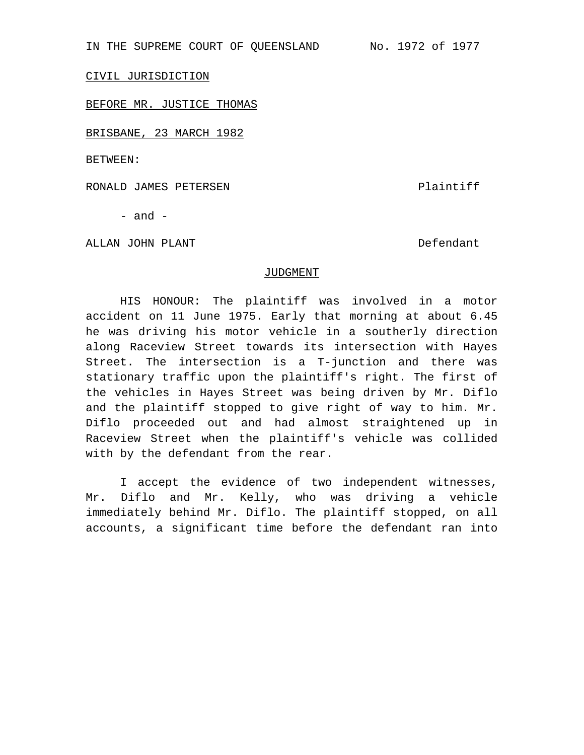IN THE SUPREME COURT OF QUEENSLAND No. 1972 of 1977

CIVIL JURISDICTION

BEFORE MR. JUSTICE THOMAS

BRISBANE, 23 MARCH 1982

BETWEEN:

RONALD JAMES PETERSEN Plaintiff

- and -

ALLAN JOHN PLANT Defendant

JUDGMENT

HIS HONOUR: The plaintiff was involved in a motor accident on 11 June 1975. Early that morning at about 6.45 he was driving his motor vehicle in a southerly direction along Raceview Street towards its intersection with Hayes Street. The intersection is a T-junction and there was stationary traffic upon the plaintiff's right. The first of the vehicles in Hayes Street was being driven by Mr. Diflo and the plaintiff stopped to give right of way to him. Mr. Diflo proceeded out and had almost straightened up in Raceview Street when the plaintiff's vehicle was collided with by the defendant from the rear.

I accept the evidence of two independent witnesses, Mr. Diflo and Mr. Kelly, who was driving a vehicle immediately behind Mr. Diflo. The plaintiff stopped, on all accounts, a significant time before the defendant ran into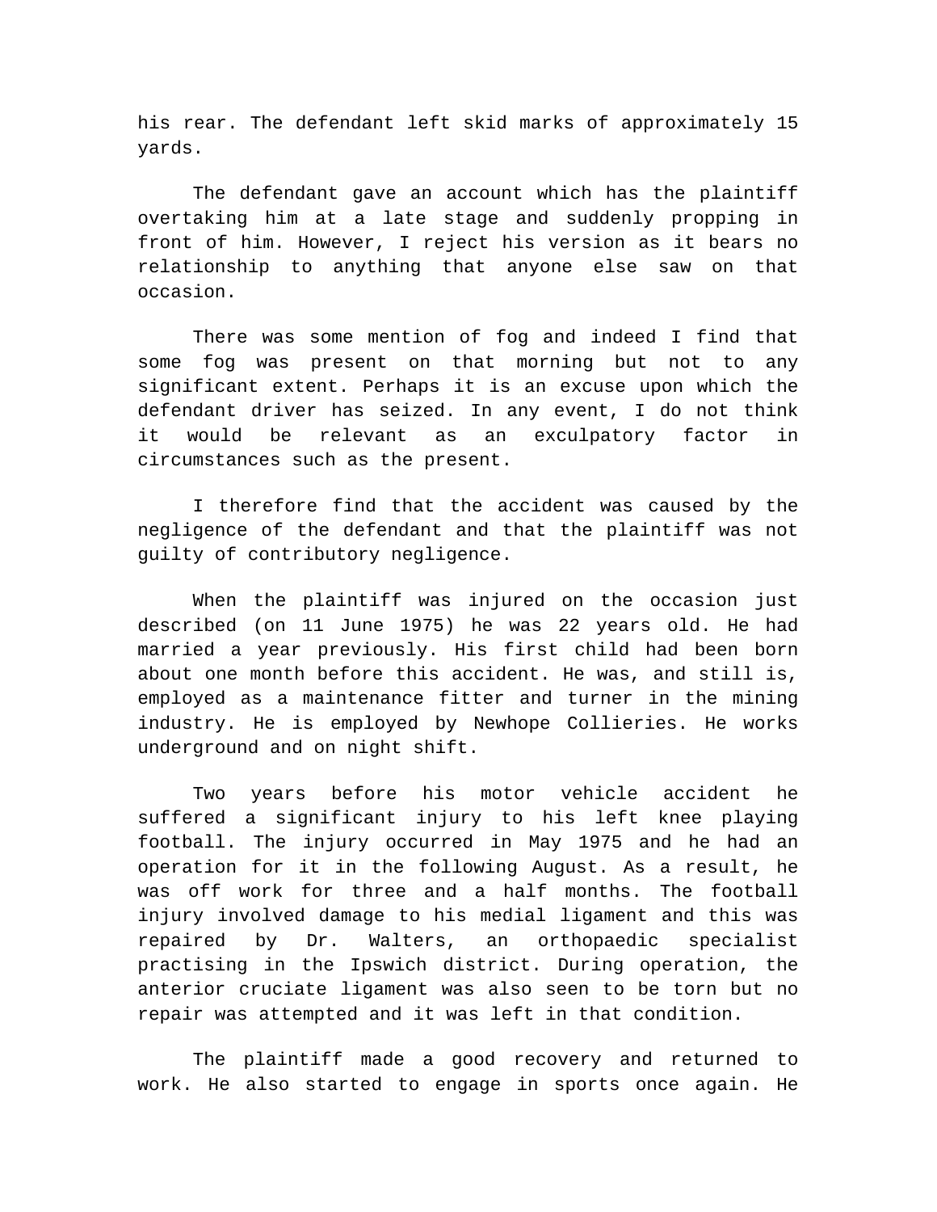his rear. The defendant left skid marks of approximately 15 yards.

The defendant gave an account which has the plaintiff overtaking him at a late stage and suddenly propping in front of him. However, I reject his version as it bears no relationship to anything that anyone else saw on that occasion.

There was some mention of fog and indeed I find that some fog was present on that morning but not to any significant extent. Perhaps it is an excuse upon which the defendant driver has seized. In any event, I do not think it would be relevant as an exculpatory factor in circumstances such as the present.

I therefore find that the accident was caused by the negligence of the defendant and that the plaintiff was not guilty of contributory negligence.

When the plaintiff was injured on the occasion just described (on 11 June 1975) he was 22 years old. He had married a year previously. His first child had been born about one month before this accident. He was, and still is, employed as a maintenance fitter and turner in the mining industry. He is employed by Newhope Collieries. He works underground and on night shift.

Two years before his motor vehicle accident he suffered a significant injury to his left knee playing football. The injury occurred in May 1975 and he had an operation for it in the following August. As a result, he was off work for three and a half months. The football injury involved damage to his medial ligament and this was repaired by Dr. Walters, an orthopaedic specialist practising in the Ipswich district. During operation, the anterior cruciate ligament was also seen to be torn but no repair was attempted and it was left in that condition.

The plaintiff made a good recovery and returned to work. He also started to engage in sports once again. He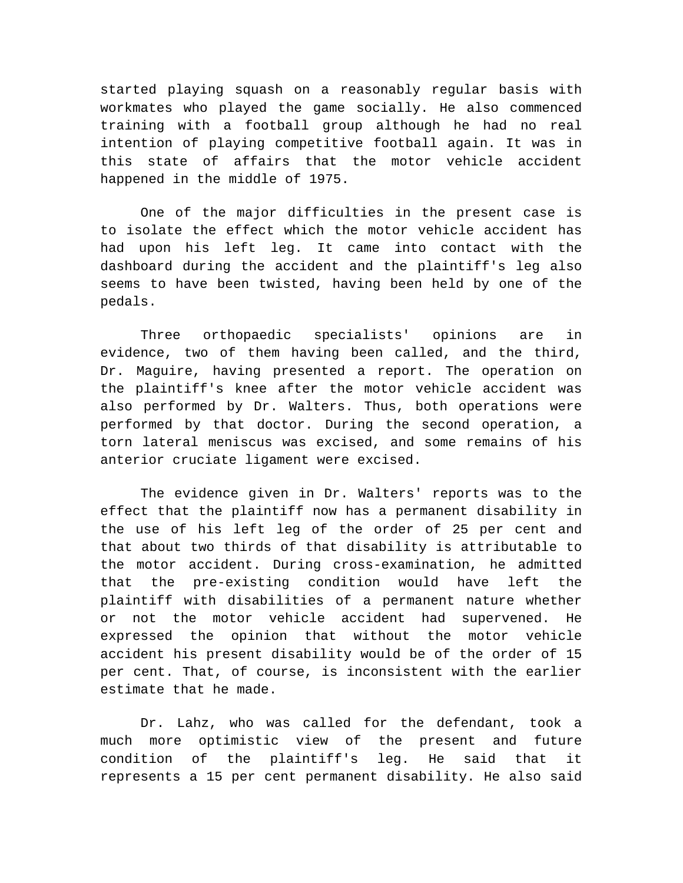started playing squash on a reasonably regular basis with workmates who played the game socially. He also commenced training with a football group although he had no real intention of playing competitive football again. It was in this state of affairs that the motor vehicle accident happened in the middle of 1975.

One of the major difficulties in the present case is to isolate the effect which the motor vehicle accident has had upon his left leg. It came into contact with the dashboard during the accident and the plaintiff's leg also seems to have been twisted, having been held by one of the pedals.

Three orthopaedic specialists' opinions are in evidence, two of them having been called, and the third, Dr. Maguire, having presented a report. The operation on the plaintiff's knee after the motor vehicle accident was also performed by Dr. Walters. Thus, both operations were performed by that doctor. During the second operation, a torn lateral meniscus was excised, and some remains of his anterior cruciate ligament were excised.

The evidence given in Dr. Walters' reports was to the effect that the plaintiff now has a permanent disability in the use of his left leg of the order of 25 per cent and that about two thirds of that disability is attributable to the motor accident. During cross-examination, he admitted that the pre-existing condition would have left the plaintiff with disabilities of a permanent nature whether or not the motor vehicle accident had supervened. He expressed the opinion that without the motor vehicle accident his present disability would be of the order of 15 per cent. That, of course, is inconsistent with the earlier estimate that he made.

Dr. Lahz, who was called for the defendant, took a much more optimistic view of the present and future condition of the plaintiff's leg. He said that it represents a 15 per cent permanent disability. He also said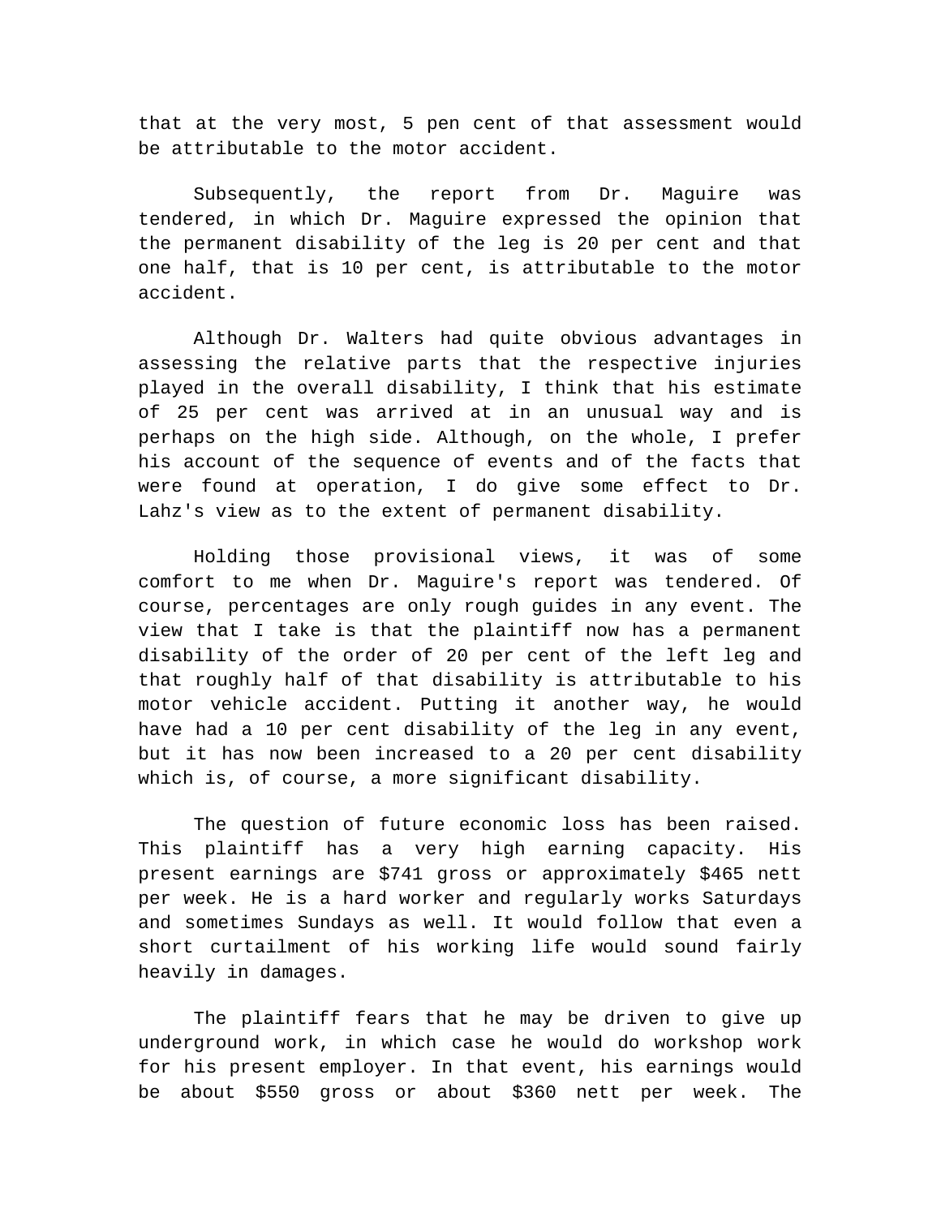that at the very most, 5 pen cent of that assessment would be attributable to the motor accident.

Subsequently, the report from Dr. Maguire was tendered, in which Dr. Maguire expressed the opinion that the permanent disability of the leg is 20 per cent and that one half, that is 10 per cent, is attributable to the motor accident.

Although Dr. Walters had quite obvious advantages in assessing the relative parts that the respective injuries played in the overall disability, I think that his estimate of 25 per cent was arrived at in an unusual way and is perhaps on the high side. Although, on the whole, I prefer his account of the sequence of events and of the facts that were found at operation, I do give some effect to Dr. Lahz's view as to the extent of permanent disability.

Holding those provisional views, it was of some comfort to me when Dr. Maguire's report was tendered. Of course, percentages are only rough guides in any event. The view that I take is that the plaintiff now has a permanent disability of the order of 20 per cent of the left leg and that roughly half of that disability is attributable to his motor vehicle accident. Putting it another way, he would have had a 10 per cent disability of the leg in any event, but it has now been increased to a 20 per cent disability which is, of course, a more significant disability.

The question of future economic loss has been raised. This plaintiff has a very high earning capacity. His present earnings are $741 gross or approximately $465 nett per week. He is a hard worker and regularly works Saturdays and sometimes Sundays as well. It would follow that even a short curtailment of his working life would sound fairly heavily in damages.

The plaintiff fears that he may be driven to give up underground work, in which case he would do workshop work for his present employer. In that event, his earnings would be about $550 gross or about $360 nett per week. The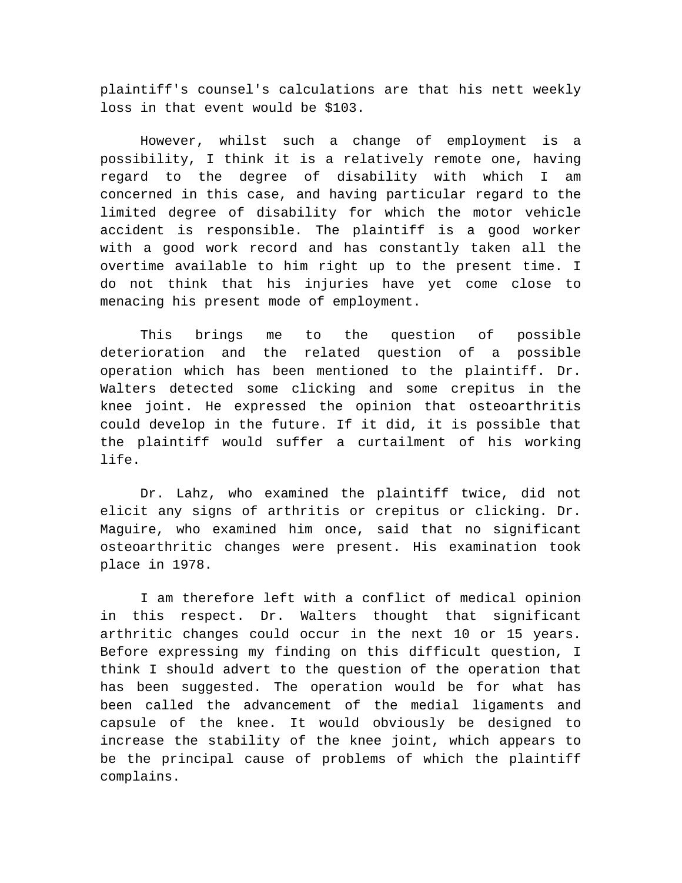plaintiff's counsel's calculations are that his nett weekly loss in that event would be $103.

However, whilst such a change of employment is a possibility, I think it is a relatively remote one, having regard to the degree of disability with which I am concerned in this case, and having particular regard to the limited degree of disability for which the motor vehicle accident is responsible. The plaintiff is a good worker with a good work record and has constantly taken all the overtime available to him right up to the present time. I do not think that his injuries have yet come close to menacing his present mode of employment.

This brings me to the question of possible deterioration and the related question of a possible operation which has been mentioned to the plaintiff. Dr. Walters detected some clicking and some crepitus in the knee joint. He expressed the opinion that osteoarthritis could develop in the future. If it did, it is possible that the plaintiff would suffer a curtailment of his working life.

Dr. Lahz, who examined the plaintiff twice, did not elicit any signs of arthritis or crepitus or clicking. Dr. Maguire, who examined him once, said that no significant osteoarthritic changes were present. His examination took place in 1978.

I am therefore left with a conflict of medical opinion in this respect. Dr. Walters thought that significant arthritic changes could occur in the next 10 or 15 years. Before expressing my finding on this difficult question, I think I should advert to the question of the operation that has been suggested. The operation would be for what has been called the advancement of the medial ligaments and capsule of the knee. It would obviously be designed to increase the stability of the knee joint, which appears to be the principal cause of problems of which the plaintiff complains.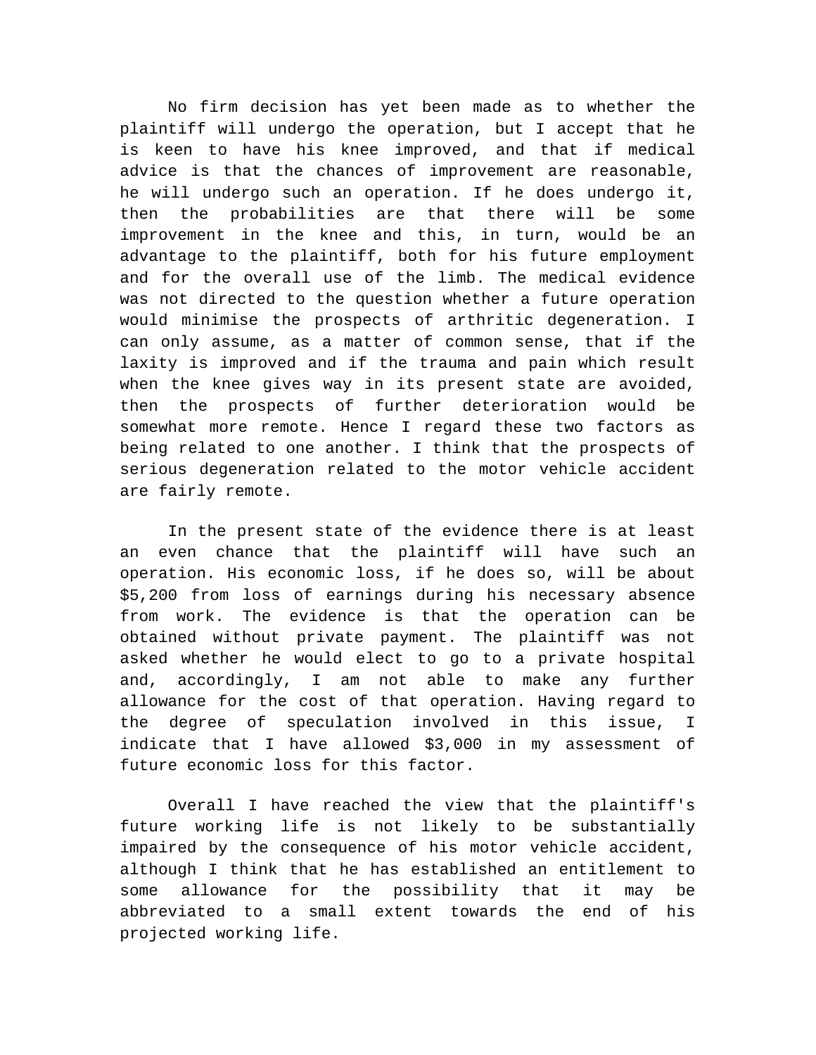No firm decision has yet been made as to whether the plaintiff will undergo the operation, but I accept that he is keen to have his knee improved, and that if medical advice is that the chances of improvement are reasonable, he will undergo such an operation. If he does undergo it, then the probabilities are that there will be some improvement in the knee and this, in turn, would be an advantage to the plaintiff, both for his future employment and for the overall use of the limb. The medical evidence was not directed to the question whether a future operation would minimise the prospects of arthritic degeneration. I can only assume, as a matter of common sense, that if the laxity is improved and if the trauma and pain which result when the knee gives way in its present state are avoided, then the prospects of further deterioration would be somewhat more remote. Hence I regard these two factors as being related to one another. I think that the prospects of serious degeneration related to the motor vehicle accident are fairly remote.

In the present state of the evidence there is at least an even chance that the plaintiff will have such an operation. His economic loss, if he does so, will be about $5,200 from loss of earnings during his necessary absence from work. The evidence is that the operation can be obtained without private payment. The plaintiff was not asked whether he would elect to go to a private hospital and, accordingly, I am not able to make any further allowance for the cost of that operation. Having regard to the degree of speculation involved in this issue, I indicate that I have allowed $3,000 in my assessment of future economic loss for this factor.

Overall I have reached the view that the plaintiff's future working life is not likely to be substantially impaired by the consequence of his motor vehicle accident, although I think that he has established an entitlement to some allowance for the possibility that it may be abbreviated to a small extent towards the end of his projected working life.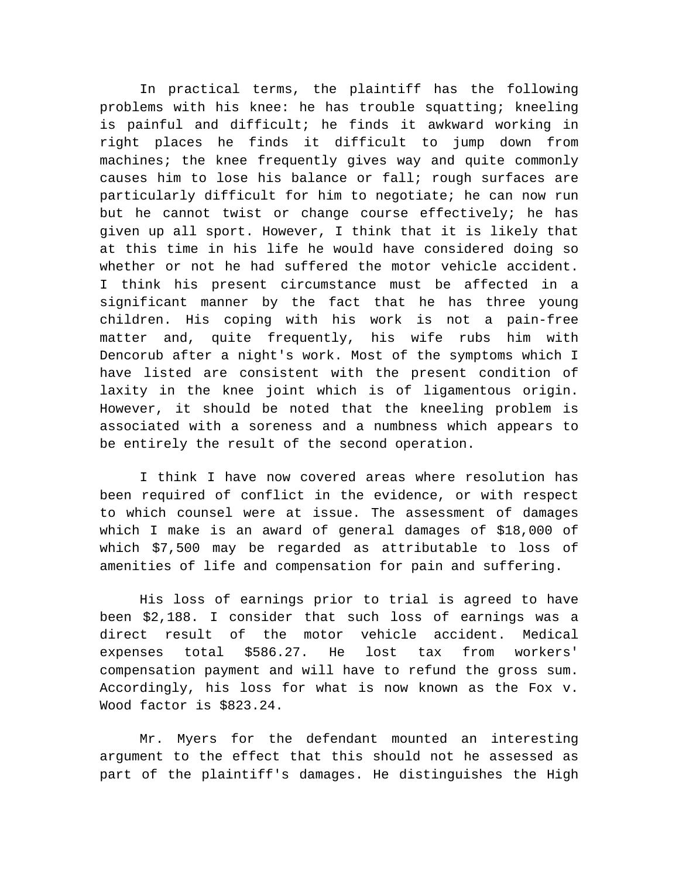In practical terms, the plaintiff has the following problems with his knee: he has trouble squatting; kneeling is painful and difficult; he finds it awkward working in right places he finds it difficult to jump down from machines; the knee frequently gives way and quite commonly causes him to lose his balance or fall; rough surfaces are particularly difficult for him to negotiate; he can now run but he cannot twist or change course effectively; he has given up all sport. However, I think that it is likely that at this time in his life he would have considered doing so whether or not he had suffered the motor vehicle accident. I think his present circumstance must be affected in a significant manner by the fact that he has three young children. His coping with his work is not a pain-free matter and, quite frequently, his wife rubs him with Dencorub after a night's work. Most of the symptoms which I have listed are consistent with the present condition of laxity in the knee joint which is of ligamentous origin. However, it should be noted that the kneeling problem is associated with a soreness and a numbness which appears to be entirely the result of the second operation.

I think I have now covered areas where resolution has been required of conflict in the evidence, or with respect to which counsel were at issue. The assessment of damages which I make is an award of general damages of $18,000 of which $7,500 may be regarded as attributable to loss of amenities of life and compensation for pain and suffering.

His loss of earnings prior to trial is agreed to have been $2,188. I consider that such loss of earnings was a direct result of the motor vehicle accident. Medical expenses total $586.27. He lost tax from workers' compensation payment and will have to refund the gross sum. Accordingly, his loss for what is now known as the Fox v. Wood factor is $823.24.

Mr. Myers for the defendant mounted an interesting argument to the effect that this should not he assessed as part of the plaintiff's damages. He distinguishes the High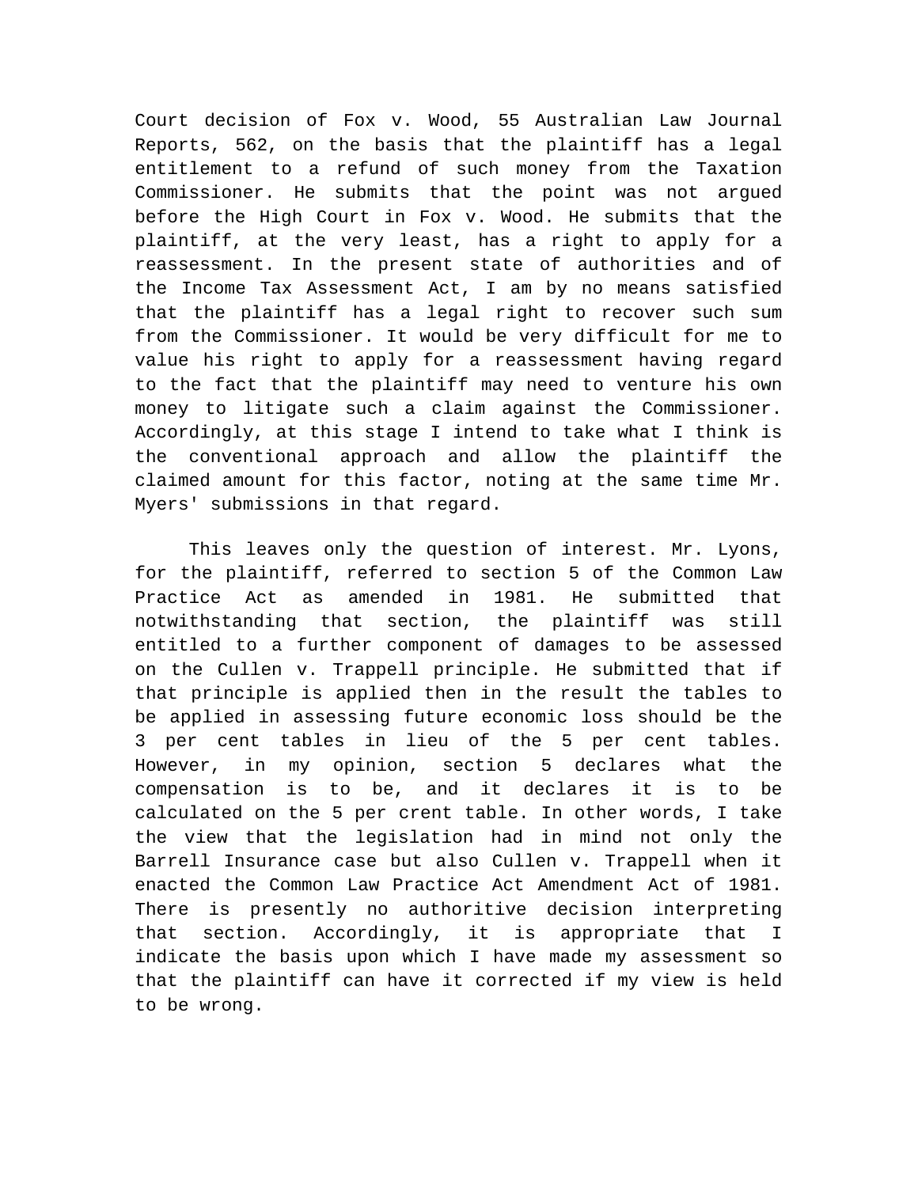Court decision of Fox v. Wood, 55 Australian Law Journal Reports, 562, on the basis that the plaintiff has a legal entitlement to a refund of such money from the Taxation Commissioner. He submits that the point was not argued before the High Court in Fox v. Wood. He submits that the plaintiff, at the very least, has a right to apply for a reassessment. In the present state of authorities and of the Income Tax Assessment Act, I am by no means satisfied that the plaintiff has a legal right to recover such sum from the Commissioner. It would be very difficult for me to value his right to apply for a reassessment having regard to the fact that the plaintiff may need to venture his own money to litigate such a claim against the Commissioner. Accordingly, at this stage I intend to take what I think is the conventional approach and allow the plaintiff the claimed amount for this factor, noting at the same time Mr. Myers' submissions in that regard.

This leaves only the question of interest. Mr. Lyons, for the plaintiff, referred to section 5 of the Common Law Practice Act as amended in 1981. He submitted that notwithstanding that section, the plaintiff was still entitled to a further component of damages to be assessed on the Cullen v. Trappell principle. He submitted that if that principle is applied then in the result the tables to be applied in assessing future economic loss should be the 3 per cent tables in lieu of the 5 per cent tables. However, in my opinion, section 5 declares what the compensation is to be, and it declares it is to be calculated on the 5 per crent table. In other words, I take the view that the legislation had in mind not only the Barrell Insurance case but also Cullen v. Trappell when it enacted the Common Law Practice Act Amendment Act of 1981. There is presently no authoritive decision interpreting that section. Accordingly, it is appropriate that I indicate the basis upon which I have made my assessment so that the plaintiff can have it corrected if my view is held to be wrong.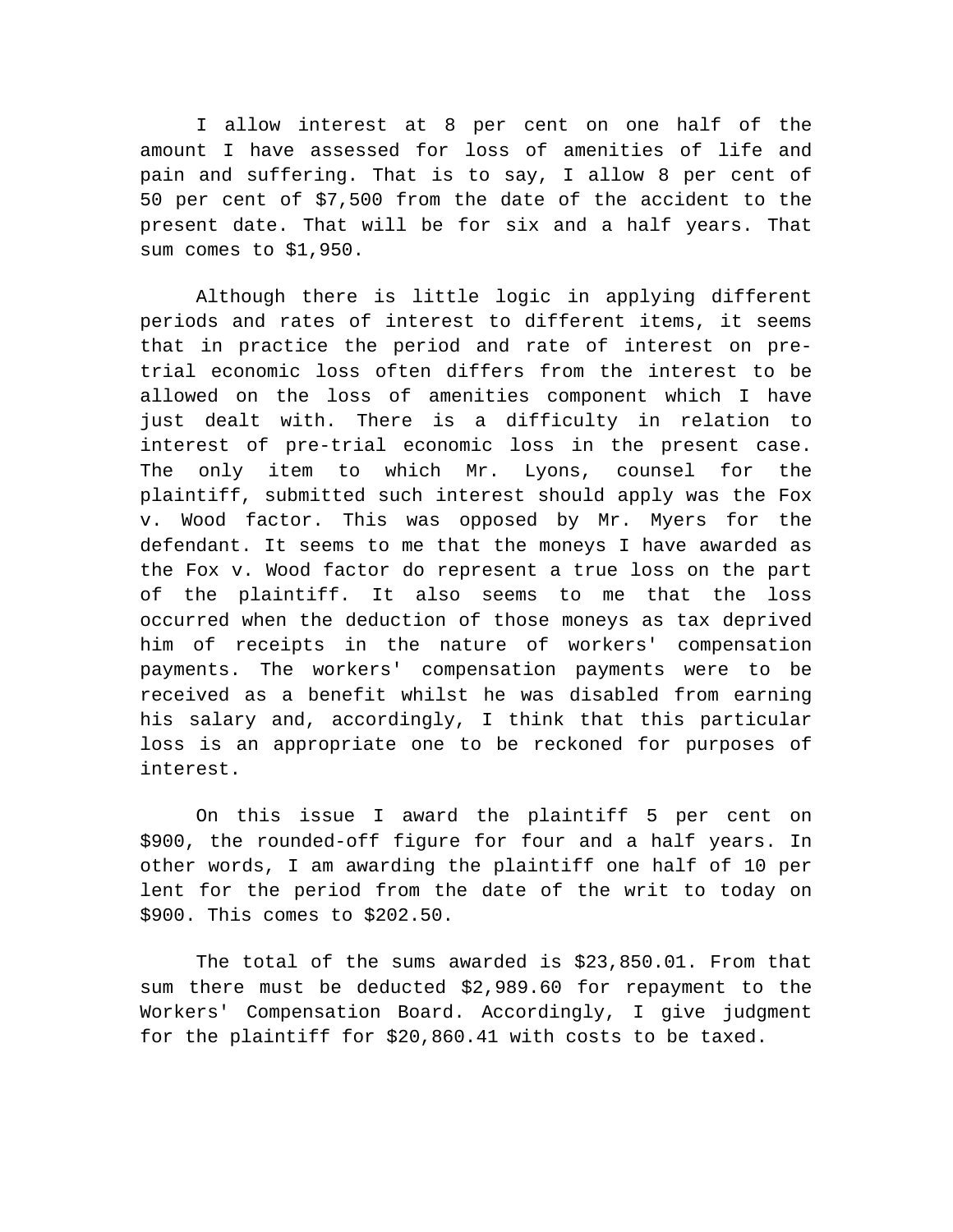I allow interest at 8 per cent on one half of the amount I have assessed for loss of amenities of life and pain and suffering. That is to say, I allow 8 per cent of 50 per cent of $7,500 from the date of the accident to the present date. That will be for six and a half years. That sum comes to $1,950.

Although there is little logic in applying different periods and rates of interest to different items, it seems that in practice the period and rate of interest on pre-trial economic loss often differs from the interest to be allowed on the loss of amenities component which I have just dealt with. There is a difficulty in relation to interest of pre-trial economic loss in the present case. The only item to which Mr. Lyons, counsel for the plaintiff, submitted such interest should apply was the Fox v. Wood factor. This was opposed by Mr. Myers for the defendant. It seems to me that the moneys I have awarded as the Fox v. Wood factor do represent a true loss on the part of the plaintiff. It also seems to me that the loss occurred when the deduction of those moneys as tax deprived him of receipts in the nature of workers' compensation payments. The workers' compensation payments were to be received as a benefit whilst he was disabled from earning his salary and, accordingly, I think that this particular loss is an appropriate one to be reckoned for purposes of interest.

On this issue I award the plaintiff 5 per cent on $900, the rounded-off figure for four and a half years. In other words, I am awarding the plaintiff one half of 10 per lent for the period from the date of the writ to today on $900. This comes to $202.50.

The total of the sums awarded is $23,850.01. From that sum there must be deducted $2,989.60 for repayment to the Workers' Compensation Board. Accordingly, I give judgment for the plaintiff for $20,860.41 with costs to be taxed.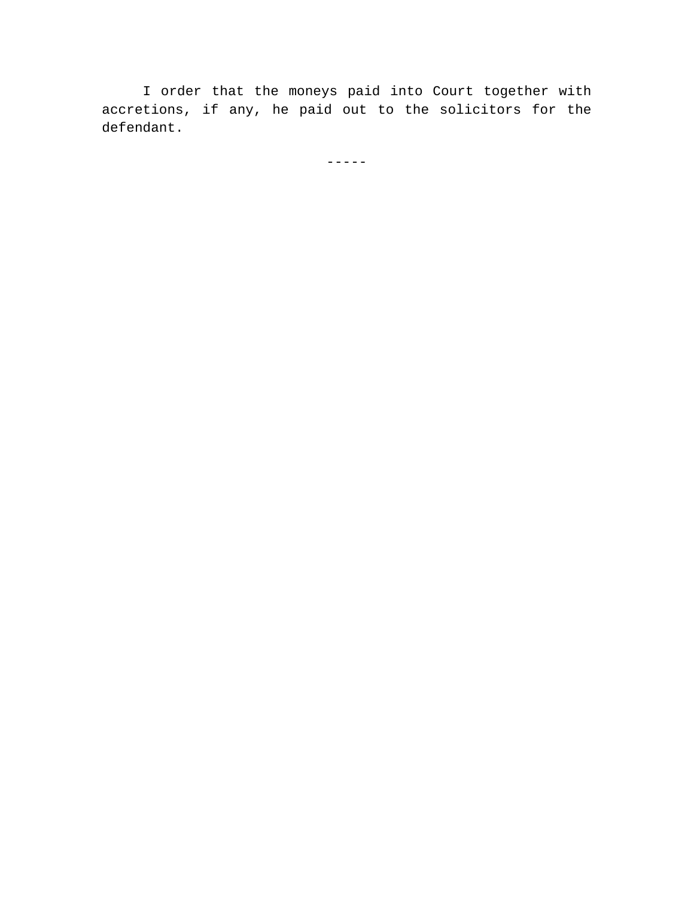I order that the moneys paid into Court together with accretions, if any, he paid out to the solicitors for the defendant.

-----